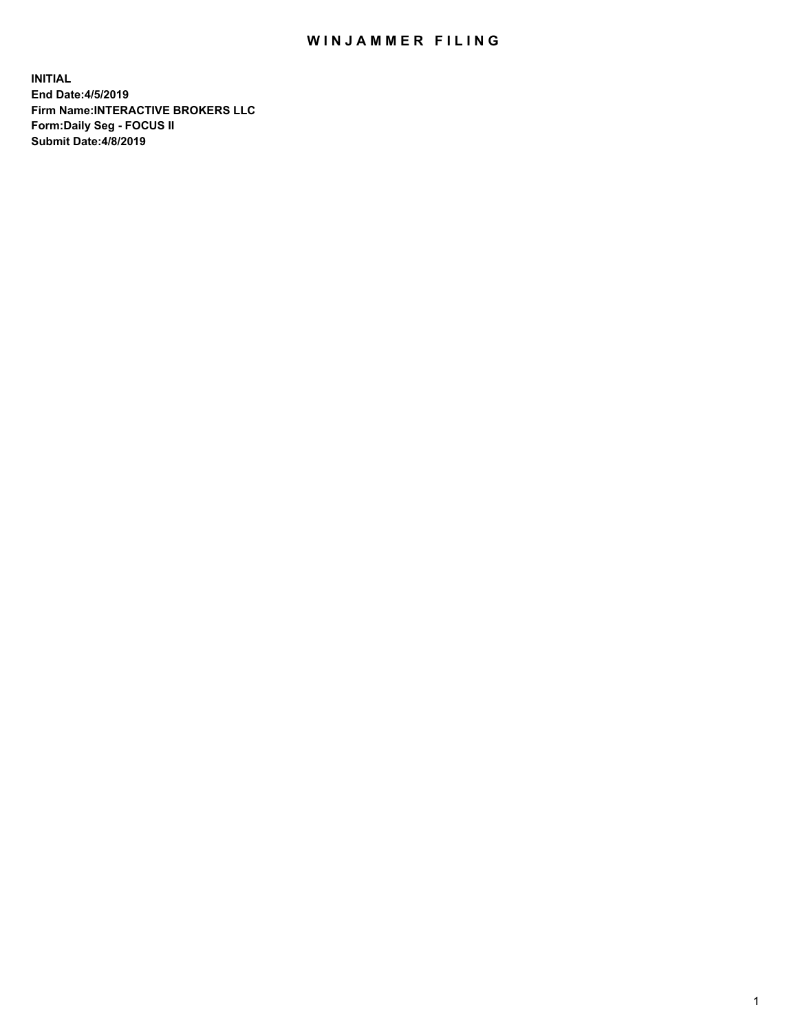# WINJAMMER FILING

**INITIAL**
**End Date:4/5/2019**
**Firm Name:INTERACTIVE BROKERS LLC**
**Form:Daily Seg - FOCUS II**
**Submit Date:4/8/2019**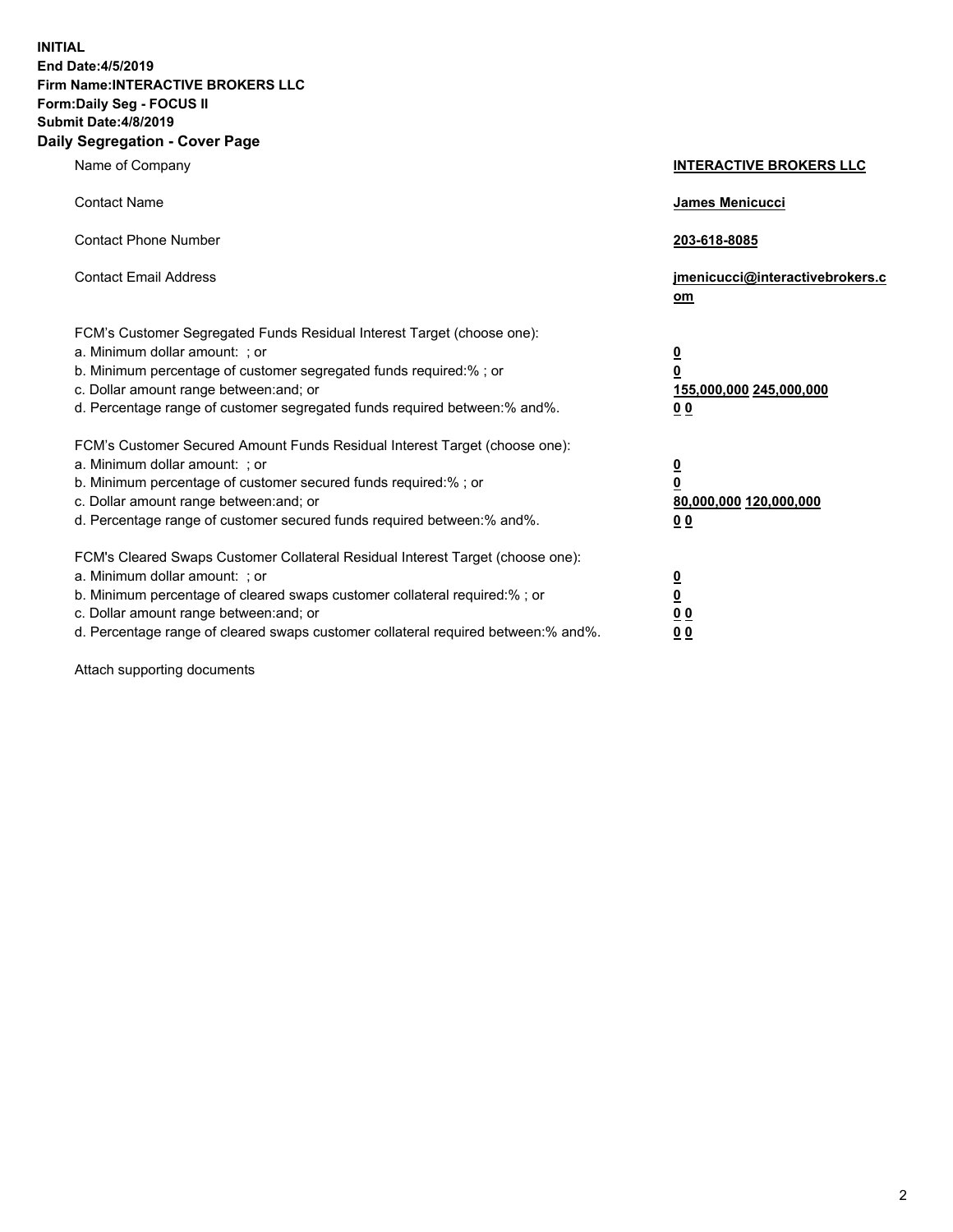**INITIAL**
**End Date:4/5/2019**
**Firm Name:INTERACTIVE BROKERS LLC**
**Form:Daily Seg - FOCUS II**
**Submit Date:4/8/2019**

## Daily Segregation - Cover Page

| | |
|---|---|
| Name of Company | **INTERACTIVE BROKERS LLC** |
| Contact Name | **James Menicucci** |
| Contact Phone Number | **203-618-8085** |
| Contact Email Address | **jmenicucci@interactivebrokers.com** |

FCM's Customer Segregated Funds Residual Interest Target (choose one):

| | |
|---|---|
| a. Minimum dollar amount: ; or | **0** |
| b. Minimum percentage of customer segregated funds required:% ; or | **0** |
| c. Dollar amount range between:and; or | **155,000,000 245,000,000** |
| d. Percentage range of customer segregated funds required between:% and%. | **0 0** |

FCM's Customer Secured Amount Funds Residual Interest Target (choose one):

| | |
|---|---|
| a. Minimum dollar amount: ; or | **0** |
| b. Minimum percentage of customer secured funds required:% ; or | **0** |
| c. Dollar amount range between:and; or | **80,000,000 120,000,000** |
| d. Percentage range of customer secured funds required between:% and%. | **0 0** |

FCM's Cleared Swaps Customer Collateral Residual Interest Target (choose one):

| | |
|---|---|
| a. Minimum dollar amount: ; or | **0** |
| b. Minimum percentage of cleared swaps customer collateral required:% ; or | **0** |
| c. Dollar amount range between:and; or | **0 0** |
| d. Percentage range of cleared swaps customer collateral required between:% and%. | **0 0** |

Attach supporting documents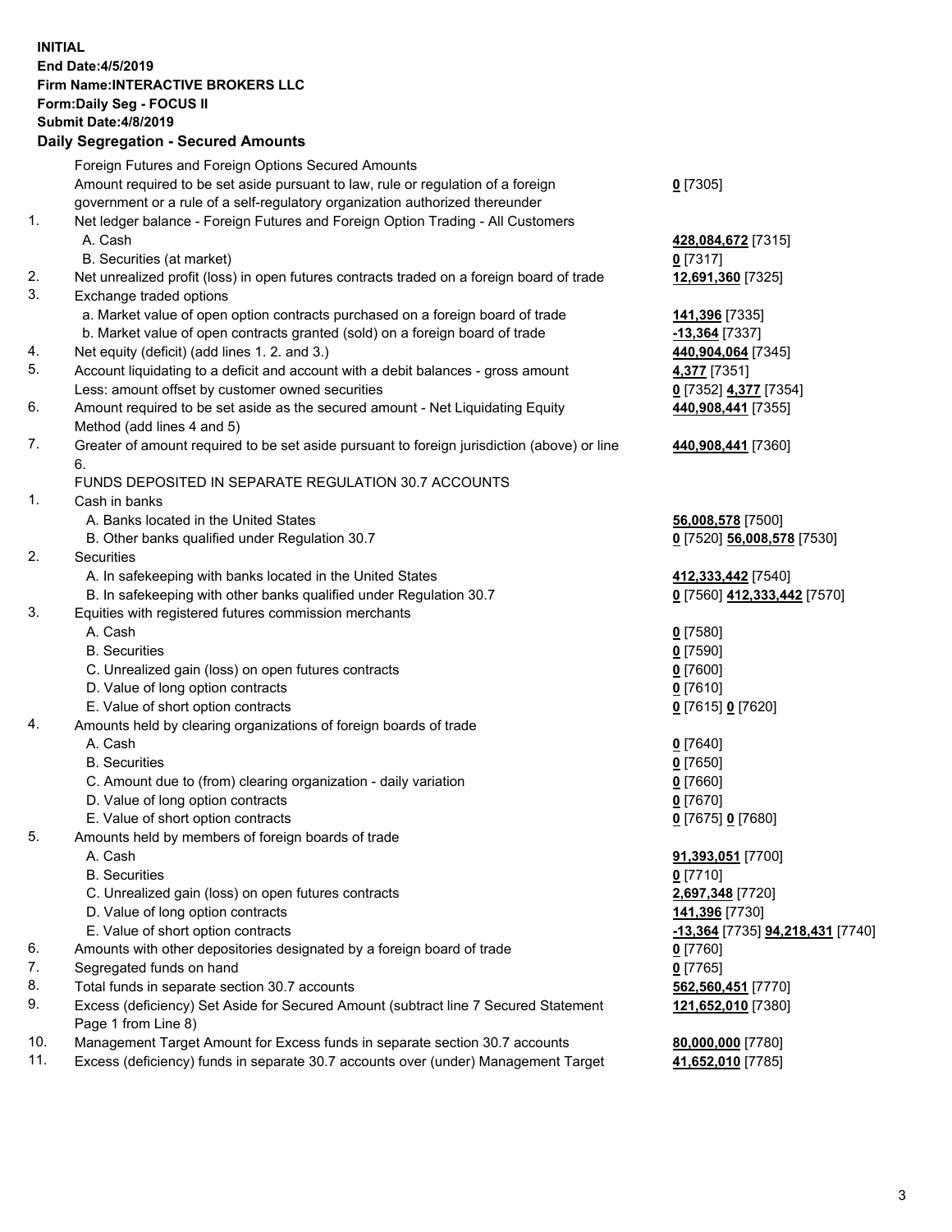**INITIAL**
**End Date:4/5/2019**
**Firm Name:INTERACTIVE BROKERS LLC**
**Form:Daily Seg - FOCUS II**
**Submit Date:4/8/2019**

## Daily Segregation - Secured Amounts

| | | |
|---|---|---|
| | Foreign Futures and Foreign Options Secured Amounts | |
| | Amount required to be set aside pursuant to law, rule or regulation of a foreign government or a rule of a self-regulatory organization authorized thereunder | **0** [7305] |
| 1. | Net ledger balance - Foreign Futures and Foreign Option Trading - All Customers | |
| | A. Cash | **428,084,672** [7315] |
| | B. Securities (at market) | **0** [7317] |
| 2. | Net unrealized profit (loss) in open futures contracts traded on a foreign board of trade | **12,691,360** [7325] |
| 3. | Exchange traded options | |
| | a. Market value of open option contracts purchased on a foreign board of trade | **141,396** [7335] |
| | b. Market value of open contracts granted (sold) on a foreign board of trade | **-13,364** [7337] |
| 4. | Net equity (deficit) (add lines 1. 2. and 3.) | **440,904,064** [7345] |
| 5. | Account liquidating to a deficit and account with a debit balances - gross amount | **4,377** [7351] |
| | Less: amount offset by customer owned securities | **0** [7352] **4,377** [7354] |
| 6. | Amount required to be set aside as the secured amount - Net Liquidating Equity Method (add lines 4 and 5) | **440,908,441** [7355] |
| 7. | Greater of amount required to be set aside pursuant to foreign jurisdiction (above) or line 6. | **440,908,441** [7360] |
| | FUNDS DEPOSITED IN SEPARATE REGULATION 30.7 ACCOUNTS | |
| 1. | Cash in banks | |
| | A. Banks located in the United States | **56,008,578** [7500] |
| | B. Other banks qualified under Regulation 30.7 | **0** [7520] **56,008,578** [7530] |
| 2. | Securities | |
| | A. In safekeeping with banks located in the United States | **412,333,442** [7540] |
| | B. In safekeeping with other banks qualified under Regulation 30.7 | **0** [7560] **412,333,442** [7570] |
| 3. | Equities with registered futures commission merchants | |
| | A. Cash | **0** [7580] |
| | B. Securities | **0** [7590] |
| | C. Unrealized gain (loss) on open futures contracts | **0** [7600] |
| | D. Value of long option contracts | **0** [7610] |
| | E. Value of short option contracts | **0** [7615] **0** [7620] |
| 4. | Amounts held by clearing organizations of foreign boards of trade | |
| | A. Cash | **0** [7640] |
| | B. Securities | **0** [7650] |
| | C. Amount due to (from) clearing organization - daily variation | **0** [7660] |
| | D. Value of long option contracts | **0** [7670] |
| | E. Value of short option contracts | **0** [7675] **0** [7680] |
| 5. | Amounts held by members of foreign boards of trade | |
| | A. Cash | **91,393,051** [7700] |
| | B. Securities | **0** [7710] |
| | C. Unrealized gain (loss) on open futures contracts | **2,697,348** [7720] |
| | D. Value of long option contracts | **141,396** [7730] |
| | E. Value of short option contracts | **-13,364** [7735] **94,218,431** [7740] |
| 6. | Amounts with other depositories designated by a foreign board of trade | **0** [7760] |
| 7. | Segregated funds on hand | **0** [7765] |
| 8. | Total funds in separate section 30.7 accounts | **562,560,451** [7770] |
| 9. | Excess (deficiency) Set Aside for Secured Amount (subtract line 7 Secured Statement Page 1 from Line 8) | **121,652,010** [7380] |
| 10. | Management Target Amount for Excess funds in separate section 30.7 accounts | **80,000,000** [7780] |
| 11. | Excess (deficiency) funds in separate 30.7 accounts over (under) Management Target | **41,652,010** [7785] |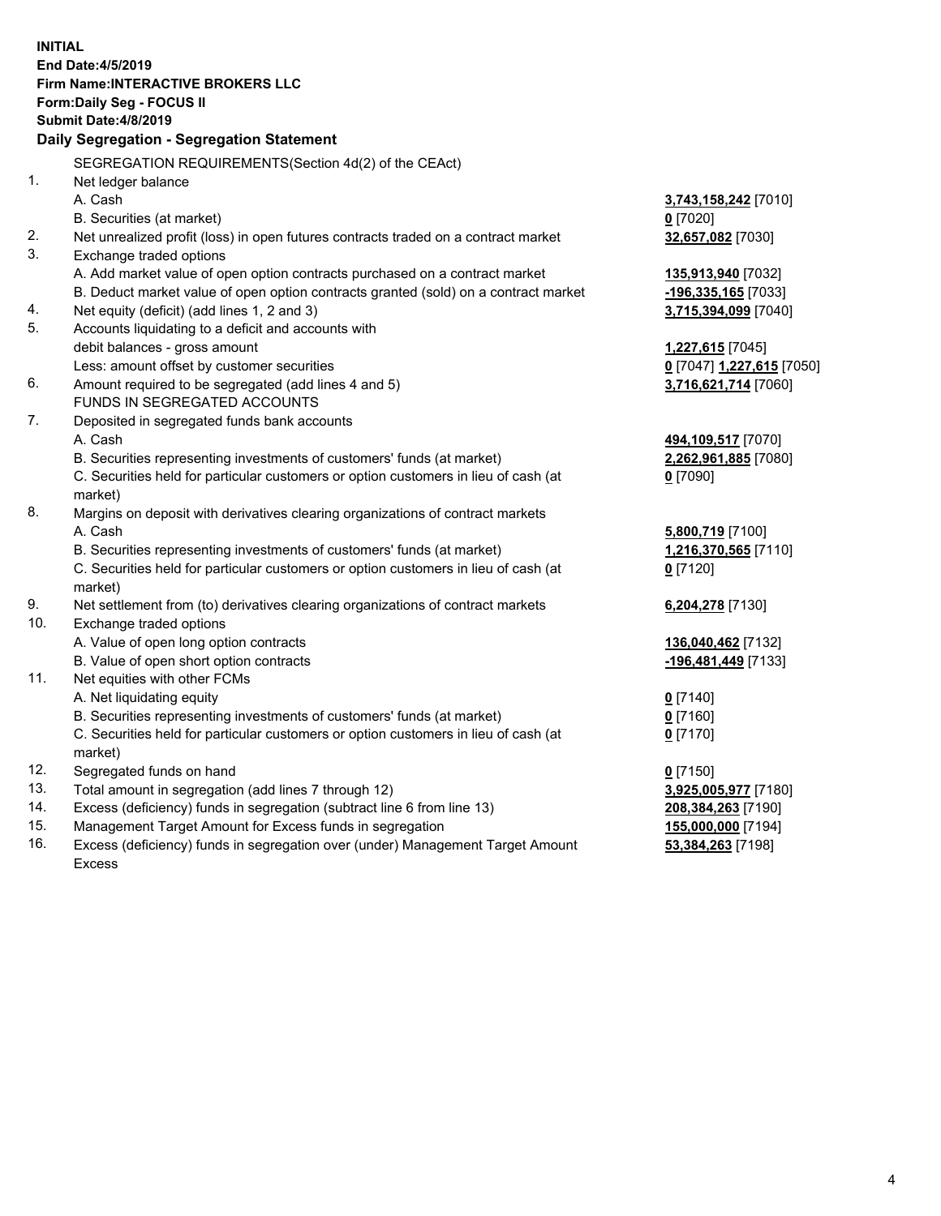**INITIAL**
**End Date:4/5/2019**
**Firm Name:INTERACTIVE BROKERS LLC**
**Form:Daily Seg - FOCUS II**
**Submit Date:4/8/2019**

### Daily Segregation - Segregation Statement

SEGREGATION REQUIREMENTS(Section 4d(2) of the CEAct)

| | | |
|---|---|---|
| 1. | Net ledger balance | |
| | A. Cash | **3,743,158,242** [7010] |
| | B. Securities (at market) | **0** [7020] |
| 2. | Net unrealized profit (loss) in open futures contracts traded on a contract market | **32,657,082** [7030] |
| 3. | Exchange traded options | |
| | A. Add market value of open option contracts purchased on a contract market | **135,913,940** [7032] |
| | B. Deduct market value of open option contracts granted (sold) on a contract market | **-196,335,165** [7033] |
| 4. | Net equity (deficit) (add lines 1, 2 and 3) | **3,715,394,099** [7040] |
| 5. | Accounts liquidating to a deficit and accounts with debit balances - gross amount | **1,227,615** [7045] |
| | Less: amount offset by customer securities | **0** [7047] **1,227,615** [7050] |
| 6. | Amount required to be segregated (add lines 4 and 5) | **3,716,621,714** [7060] |
| | FUNDS IN SEGREGATED ACCOUNTS | |
| 7. | Deposited in segregated funds bank accounts | |
| | A. Cash | **494,109,517** [7070] |
| | B. Securities representing investments of customers' funds (at market) | **2,262,961,885** [7080] |
| | C. Securities held for particular customers or option customers in lieu of cash (at market) | **0** [7090] |
| 8. | Margins on deposit with derivatives clearing organizations of contract markets | |
| | A. Cash | **5,800,719** [7100] |
| | B. Securities representing investments of customers' funds (at market) | **1,216,370,565** [7110] |
| | C. Securities held for particular customers or option customers in lieu of cash (at market) | **0** [7120] |
| 9. | Net settlement from (to) derivatives clearing organizations of contract markets | **6,204,278** [7130] |
| 10. | Exchange traded options | |
| | A. Value of open long option contracts | **136,040,462** [7132] |
| | B. Value of open short option contracts | **-196,481,449** [7133] |
| 11. | Net equities with other FCMs | |
| | A. Net liquidating equity | **0** [7140] |
| | B. Securities representing investments of customers' funds (at market) | **0** [7160] |
| | C. Securities held for particular customers or option customers in lieu of cash (at market) | **0** [7170] |
| 12. | Segregated funds on hand | **0** [7150] |
| 13. | Total amount in segregation (add lines 7 through 12) | **3,925,005,977** [7180] |
| 14. | Excess (deficiency) funds in segregation (subtract line 6 from line 13) | **208,384,263** [7190] |
| 15. | Management Target Amount for Excess funds in segregation | **155,000,000** [7194] |
| 16. | Excess (deficiency) funds in segregation over (under) Management Target Amount Excess | **53,384,263** [7198] |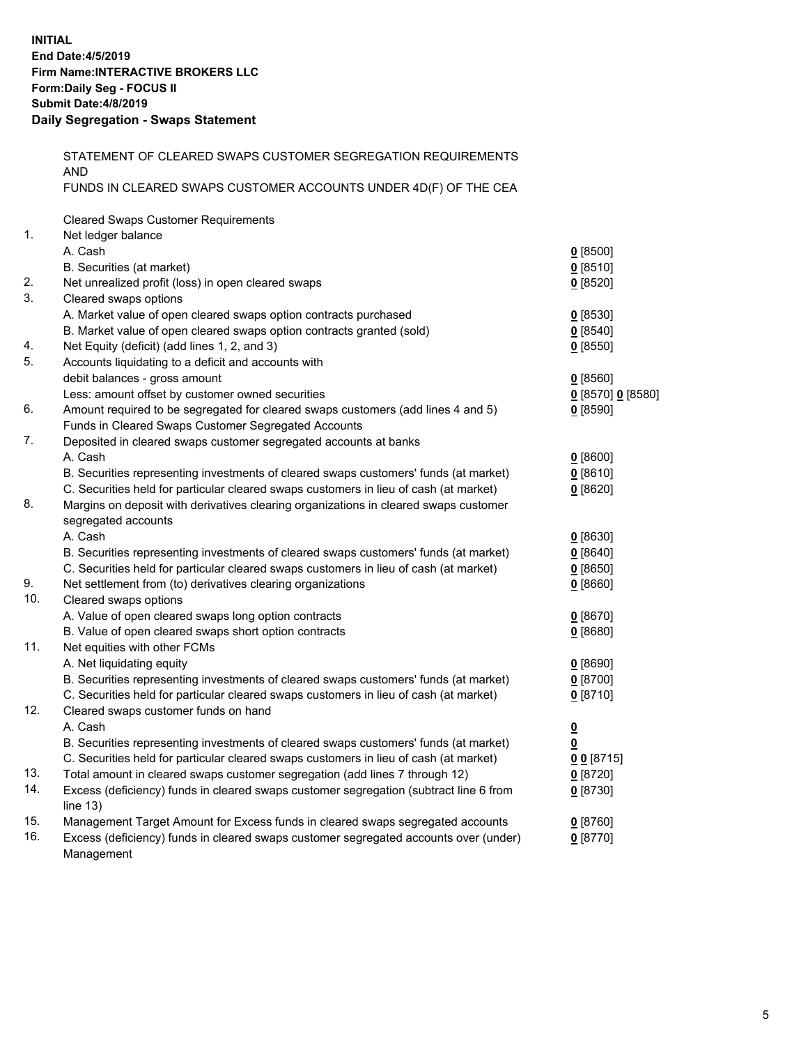**INITIAL**
**End Date:4/5/2019**
**Firm Name:INTERACTIVE BROKERS LLC**
**Form:Daily Seg - FOCUS II**
**Submit Date:4/8/2019**
**Daily Segregation - Swaps Statement**

STATEMENT OF CLEARED SWAPS CUSTOMER SEGREGATION REQUIREMENTS AND FUNDS IN CLEARED SWAPS CUSTOMER ACCOUNTS UNDER 4D(F) OF THE CEA

| | | |
|---|---|---|
| | Cleared Swaps Customer Requirements | |
| 1. | Net ledger balance | |
| | A. Cash | 0 [8500] |
| | B. Securities (at market) | 0 [8510] |
| 2. | Net unrealized profit (loss) in open cleared swaps | 0 [8520] |
| 3. | Cleared swaps options | |
| | A. Market value of open cleared swaps option contracts purchased | 0 [8530] |
| | B. Market value of open cleared swaps option contracts granted (sold) | 0 [8540] |
| 4. | Net Equity (deficit) (add lines 1, 2, and 3) | 0 [8550] |
| 5. | Accounts liquidating to a deficit and accounts with | |
| | debit balances - gross amount | 0 [8560] |
| | Less: amount offset by customer owned securities | 0 [8570] 0 [8580] |
| 6. | Amount required to be segregated for cleared swaps customers (add lines 4 and 5) | 0 [8590] |
| | Funds in Cleared Swaps Customer Segregated Accounts | |
| 7. | Deposited in cleared swaps customer segregated accounts at banks | |
| | A. Cash | 0 [8600] |
| | B. Securities representing investments of cleared swaps customers' funds (at market) | 0 [8610] |
| | C. Securities held for particular cleared swaps customers in lieu of cash (at market) | 0 [8620] |
| 8. | Margins on deposit with derivatives clearing organizations in cleared swaps customer segregated accounts | |
| | A. Cash | 0 [8630] |
| | B. Securities representing investments of cleared swaps customers' funds (at market) | 0 [8640] |
| | C. Securities held for particular cleared swaps customers in lieu of cash (at market) | 0 [8650] |
| 9. | Net settlement from (to) derivatives clearing organizations | 0 [8660] |
| 10. | Cleared swaps options | |
| | A. Value of open cleared swaps long option contracts | 0 [8670] |
| | B. Value of open cleared swaps short option contracts | 0 [8680] |
| 11. | Net equities with other FCMs | |
| | A. Net liquidating equity | 0 [8690] |
| | B. Securities representing investments of cleared swaps customers' funds (at market) | 0 [8700] |
| | C. Securities held for particular cleared swaps customers in lieu of cash (at market) | 0 [8710] |
| 12. | Cleared swaps customer funds on hand | |
| | A. Cash | 0 |
| | B. Securities representing investments of cleared swaps customers' funds (at market) | 0 |
| | C. Securities held for particular cleared swaps customers in lieu of cash (at market) | 0 0 [8715] |
| 13. | Total amount in cleared swaps customer segregation (add lines 7 through 12) | 0 [8720] |
| 14. | Excess (deficiency) funds in cleared swaps customer segregation (subtract line 6 from line 13) | 0 [8730] |
| 15. | Management Target Amount for Excess funds in cleared swaps segregated accounts | 0 [8760] |
| 16. | Excess (deficiency) funds in cleared swaps customer segregated accounts over (under) Management | 0 [8770] |